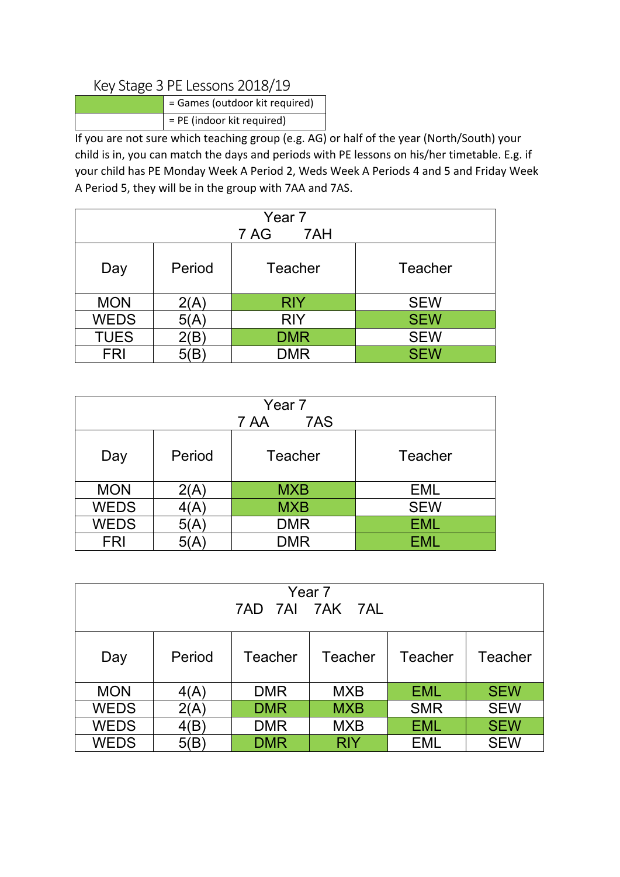Key Stage 3 PE Lessons 2018/19

| | |
|---|---|
| (green) | = Games (outdoor kit required) |
| (white) | = PE (indoor kit required) |

If you are not sure which teaching group (e.g. AG) or half of the year (North/South) your child is in, you can match the days and periods with PE lessons on his/her timetable. E.g. if your child has PE Monday Week A Period 2, Weds Week A Periods 4 and 5 and Friday Week A Period 5, they will be in the group with 7AA and 7AS.

| Year 7 7 AG 7AH | | | |
|---|---|---|---|
| Day | Period | Teacher | Teacher |
| MON | 2(A) | RIY | SEW |
| WEDS | 5(A) | RIY | SEW |
| TUES | 2(B) | DMR | SEW |
| FRI | 5(B) | DMR | SEW |

| Year 7 7 AA 7AS | | | |
|---|---|---|---|
| Day | Period | Teacher | Teacher |
| MON | 2(A) | MXB | EML |
| WEDS | 4(A) | MXB | SEW |
| WEDS | 5(A) | DMR | EML |
| FRI | 5(A) | DMR | EML |

| Year 7 7AD 7AI 7AK 7AL | | | | | |
|---|---|---|---|---|---|
| Day | Period | Teacher | Teacher | Teacher | Teacher |
| MON | 4(A) | DMR | MXB | EML | SEW |
| WEDS | 2(A) | DMR | MXB | SMR | SEW |
| WEDS | 4(B) | DMR | MXB | EML | SEW |
| WEDS | 5(B) | DMR | RIY | EML | SEW |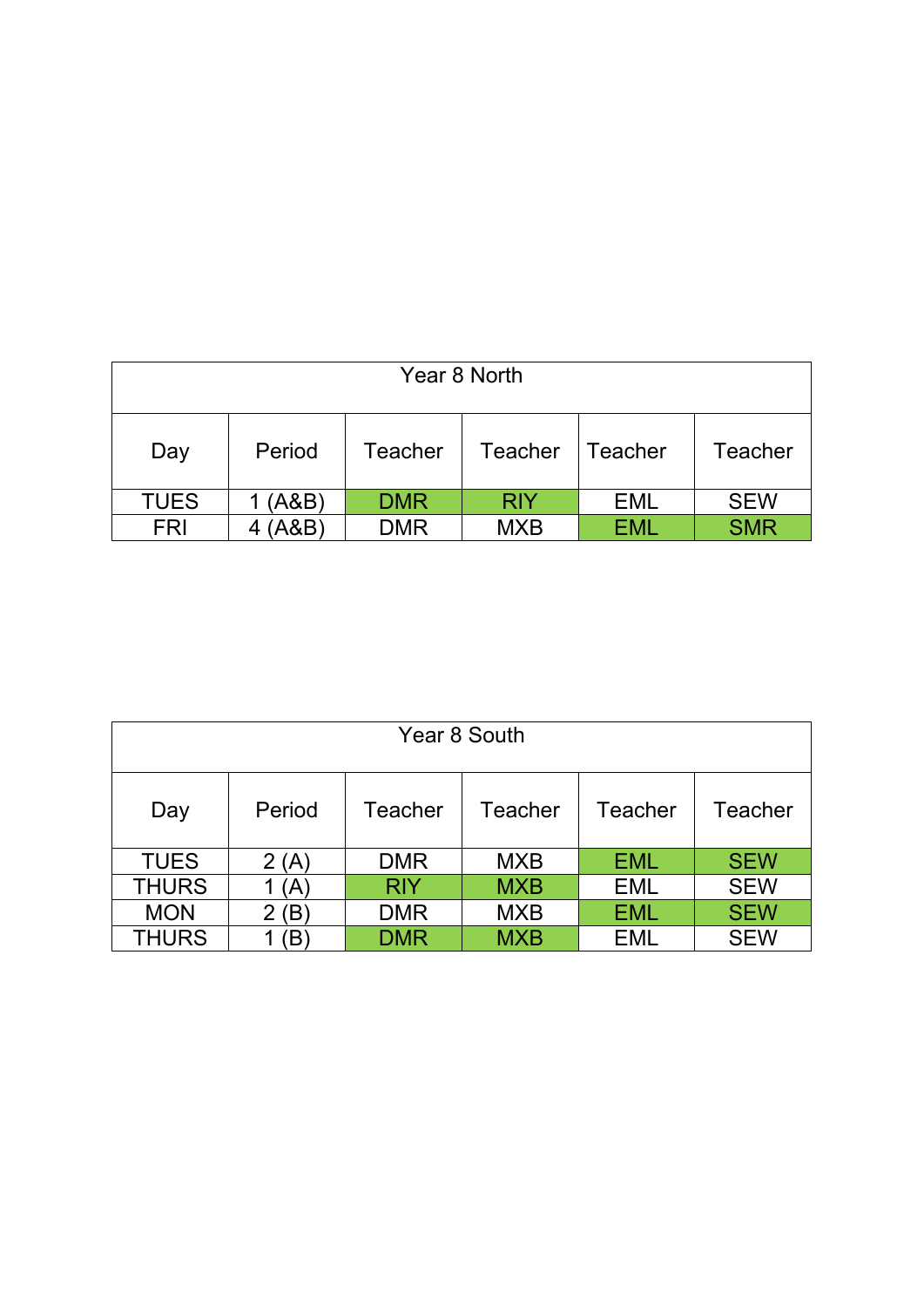| Year 8 North | | | | | |
|---|---|---|---|---|---|
| Day | Period | Teacher | Teacher | Teacher | Teacher |
| TUES | 1 (A&B) | DMR | RIY | EML | SEW |
| FRI | 4 (A&B) | DMR | MXB | EML | SMR |

| Year 8 South | | | | | |
|---|---|---|---|---|---|
| Day | Period | Teacher | Teacher | Teacher | Teacher |
| TUES | 2 (A) | DMR | MXB | EML | SEW |
| THURS | 1 (A) | RIY | MXB | EML | SEW |
| MON | 2 (B) | DMR | MXB | EML | SEW |
| THURS | 1 (B) | DMR | MXB | EML | SEW |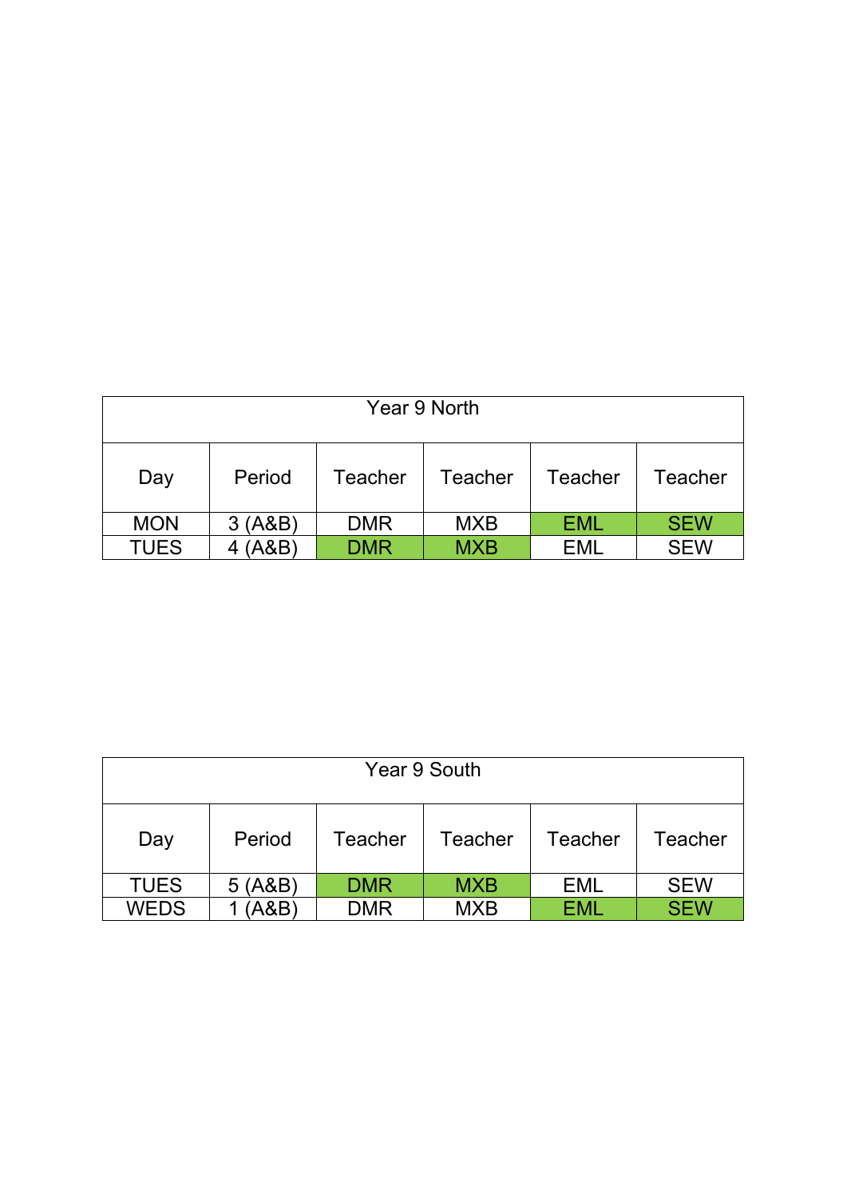| Year 9 North | | | | | |
| --- | --- | --- | --- | --- | --- |
| Day | Period | Teacher | Teacher | Teacher | Teacher |
| MON | 3 (A&B) | DMR | MXB | EML | SEW |
| TUES | 4 (A&B) | DMR | MXB | EML | SEW |

| Year 9 South | | | | | |
| --- | --- | --- | --- | --- | --- |
| Day | Period | Teacher | Teacher | Teacher | Teacher |
| TUES | 5 (A&B) | DMR | MXB | EML | SEW |
| WEDS | 1 (A&B) | DMR | MXB | EML | SEW |